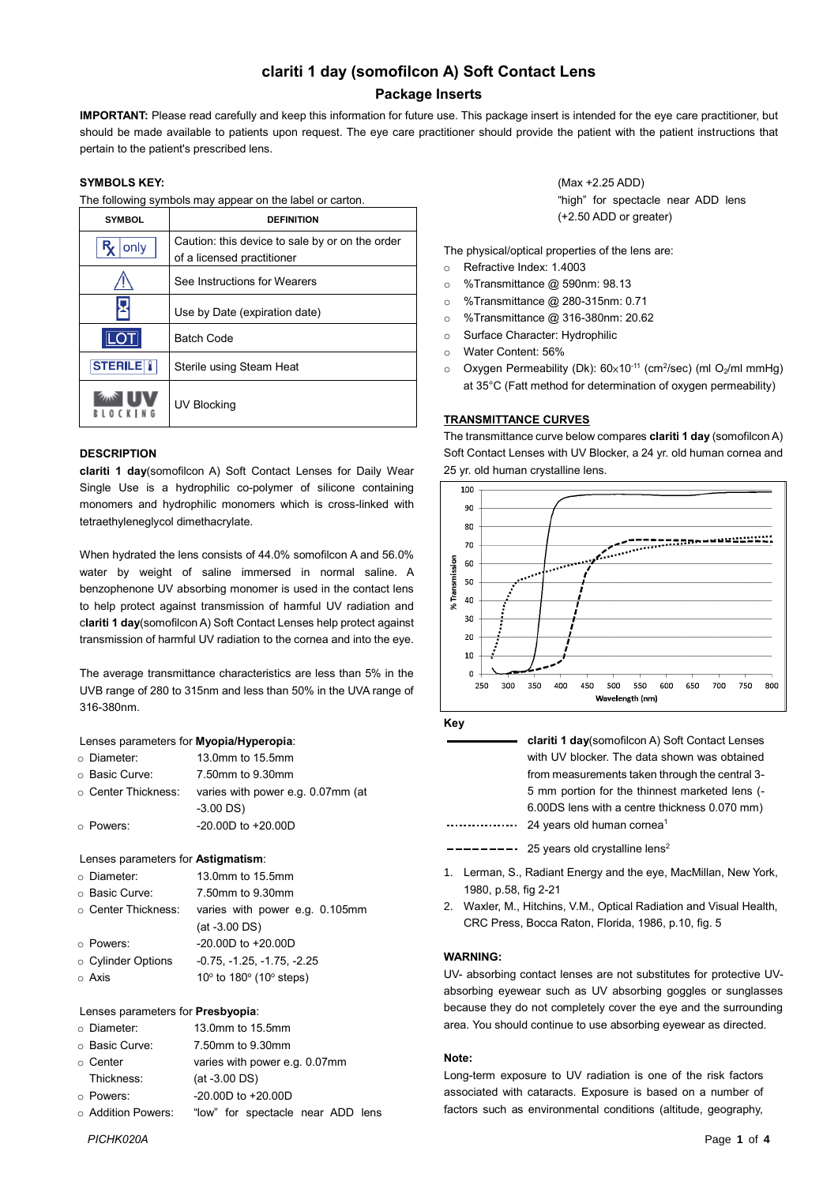# clariti 1 day (somofilcon A) Soft Contact Lens

## Package Inserts

**IMPORTANT:** Please read carefully and keep this information for future use. This package insert is intended for the eye care practitioner, but should be made available to patients upon request. The eye care practitioner should provide the patient with the patient instructions that pertain to the patient's prescribed lens.

**SYMBOLS KEY:**

The following symbols may appear on the label or carton.

| SYMBOL | DEFINITION |
|---|---|
| Rx only | Caution: this device to sale by or on the order of a licensed practitioner |
| ⚠ | See Instructions for Wearers |
| ⌛ | Use by Date (expiration date) |
| LOT | Batch Code |
| STERILE | Sterile using Steam Heat |
| UV BLOCKING | UV Blocking |

**DESCRIPTION**

**clariti 1 day**(somofilcon A) Soft Contact Lenses for Daily Wear Single Use is a hydrophilic co-polymer of silicone containing monomers and hydrophilic monomers which is cross-linked with tetraethyleneglycol dimethacrylate.

When hydrated the lens consists of 44.0% somofilcon A and 56.0% water by weight of saline immersed in normal saline. A benzophenone UV absorbing monomer is used in the contact lens to help protect against transmission of harmful UV radiation and c**lariti 1 day**(somofilcon A) Soft Contact Lenses help protect against transmission of harmful UV radiation to the cornea and into the eye.

The average transmittance characteristics are less than 5% in the UVB range of 280 to 315nm and less than 50% in the UVA range of 316-380nm.

Lenses parameters for **Myopia/Hyperopia**:

- Diameter: 13.0mm to 15.5mm
- Basic Curve: 7.50mm to 9.30mm
- Center Thickness: varies with power e.g. 0.07mm (at -3.00 DS)
- Powers: -20.00D to +20.00D

Lenses parameters for **Astigmatism**:

- Diameter: 13.0mm to 15.5mm
- Basic Curve: 7.50mm to 9.30mm
- Center Thickness: varies with power e.g. 0.105mm (at -3.00 DS)
- Powers: -20.00D to +20.00D
- Cylinder Options -0.75, -1.25, -1.75, -2.25
- Axis 10° to 180° (10° steps)

Lenses parameters for **Presbyopia**:

- Diameter: 13.0mm to 15.5mm
- Basic Curve: 7.50mm to 9.30mm
- Center Thickness: varies with power e.g. 0.07mm (at -3.00 DS)
- Powers: -20.00D to +20.00D
- Addition Powers: "low" for spectacle near ADD lens (Max +2.25 ADD) "high" for spectacle near ADD lens (+2.50 ADD or greater)

The physical/optical properties of the lens are:

- Refractive Index: 1.4003
- %Transmittance @ 590nm: 98.13
- %Transmittance @ 280-315nm: 0.71
- %Transmittance @ 316-380nm: 20.62
- Surface Character: Hydrophilic
- Water Content: 56%
- Oxygen Permeability (Dk): $60 \times 10^{-11}$ ($cm^2$/sec) (ml $O_2$/ml mmHg) at 35°C (Fatt method for determination of oxygen permeability)

**TRANSMITTANCE CURVES**

The transmittance curve below compares **clariti 1 day** (somofilcon A) Soft Contact Lenses with UV Blocker, a 24 yr. old human cornea and 25 yr. old human crystalline lens.

**Key**

- Solid line: **clariti 1 day**(somofilcon A) Soft Contact Lenses with UV blocker. The data shown was obtained from measurements taken through the central 3-5 mm portion for the thinnest marketed lens (-6.00DS lens with a centre thickness 0.070 mm)
- Dotted line: 24 years old human cornea[1]
- Dashed line: 25 years old crystalline lens[2]

1. Lerman, S., Radiant Energy and the eye, MacMillan, New York, 1980, p.58, fig 2-21
2. Waxler, M., Hitchins, V.M., Optical Radiation and Visual Health, CRC Press, Bocca Raton, Florida, 1986, p.10, fig. 5

**WARNING:**

UV- absorbing contact lenses are not substitutes for protective UV-absorbing eyewear such as UV absorbing goggles or sunglasses because they do not completely cover the eye and the surrounding area. You should continue to use absorbing eyewear as directed.

**Note:**

Long-term exposure to UV radiation is one of the risk factors associated with cataracts. Exposure is based on a number of factors such as environmental conditions (altitude, geography,

PICHK020A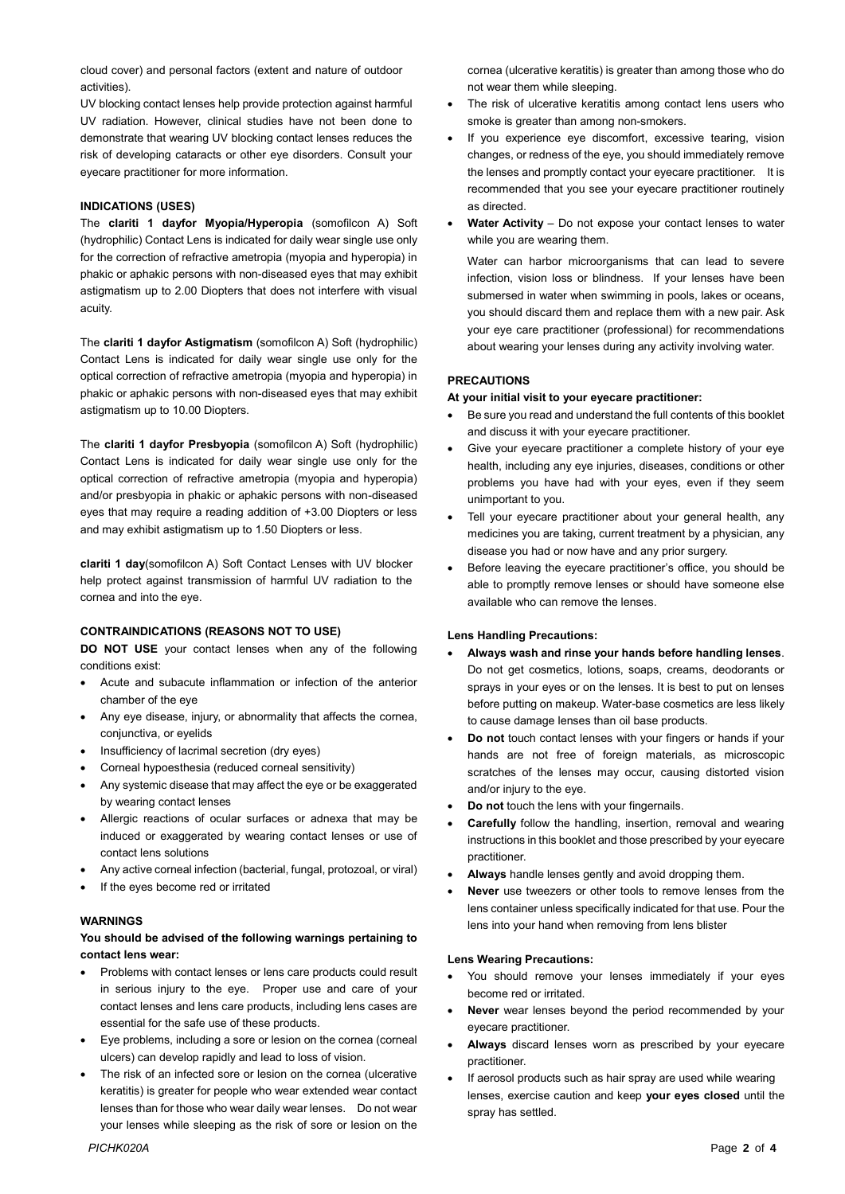cloud cover) and personal factors (extent and nature of outdoor activities).

UV blocking contact lenses help provide protection against harmful UV radiation. However, clinical studies have not been done to demonstrate that wearing UV blocking contact lenses reduces the risk of developing cataracts or other eye disorders. Consult your eyecare practitioner for more information.

**INDICATIONS (USES)**

The **clariti 1 dayfor Myopia/Hyperopia** (somofilcon A) Soft (hydrophilic) Contact Lens is indicated for daily wear single use only for the correction of refractive ametropia (myopia and hyperopia) in phakic or aphakic persons with non-diseased eyes that may exhibit astigmatism up to 2.00 Diopters that does not interfere with visual acuity.

The **clariti 1 dayfor Astigmatism** (somofilcon A) Soft (hydrophilic) Contact Lens is indicated for daily wear single use only for the optical correction of refractive ametropia (myopia and hyperopia) in phakic or aphakic persons with non-diseased eyes that may exhibit astigmatism up to 10.00 Diopters.

The **clariti 1 dayfor Presbyopia** (somofilcon A) Soft (hydrophilic) Contact Lens is indicated for daily wear single use only for the optical correction of refractive ametropia (myopia and hyperopia) and/or presbyopia in phakic or aphakic persons with non-diseased eyes that may require a reading addition of +3.00 Diopters or less and may exhibit astigmatism up to 1.50 Diopters or less.

**clariti 1 day**(somofilcon A) Soft Contact Lenses with UV blocker help protect against transmission of harmful UV radiation to the cornea and into the eye.

**CONTRAINDICATIONS (REASONS NOT TO USE)**

**DO NOT USE** your contact lenses when any of the following conditions exist:

- Acute and subacute inflammation or infection of the anterior chamber of the eye
- Any eye disease, injury, or abnormality that affects the cornea, conjunctiva, or eyelids
- Insufficiency of lacrimal secretion (dry eyes)
- Corneal hypoesthesia (reduced corneal sensitivity)
- Any systemic disease that may affect the eye or be exaggerated by wearing contact lenses
- Allergic reactions of ocular surfaces or adnexa that may be induced or exaggerated by wearing contact lenses or use of contact lens solutions
- Any active corneal infection (bacterial, fungal, protozoal, or viral)
- If the eyes become red or irritated

**WARNINGS**

**You should be advised of the following warnings pertaining to contact lens wear:**

- Problems with contact lenses or lens care products could result in serious injury to the eye. Proper use and care of your contact lenses and lens care products, including lens cases are essential for the safe use of these products.
- Eye problems, including a sore or lesion on the cornea (corneal ulcers) can develop rapidly and lead to loss of vision.
- The risk of an infected sore or lesion on the cornea (ulcerative keratitis) is greater for people who wear extended wear contact lenses than for those who wear daily wear lenses. Do not wear your lenses while sleeping as the risk of sore or lesion on the cornea (ulcerative keratitis) is greater than among those who do not wear them while sleeping.
- The risk of ulcerative keratitis among contact lens users who smoke is greater than among non-smokers.
- If you experience eye discomfort, excessive tearing, vision changes, or redness of the eye, you should immediately remove the lenses and promptly contact your eyecare practitioner. It is recommended that you see your eyecare practitioner routinely as directed.
- **Water Activity** – Do not expose your contact lenses to water while you are wearing them.

  Water can harbor microorganisms that can lead to severe infection, vision loss or blindness. If your lenses have been submersed in water when swimming in pools, lakes or oceans, you should discard them and replace them with a new pair. Ask your eye care practitioner (professional) for recommendations about wearing your lenses during any activity involving water.

**PRECAUTIONS**

**At your initial visit to your eyecare practitioner:**

- Be sure you read and understand the full contents of this booklet and discuss it with your eyecare practitioner.
- Give your eyecare practitioner a complete history of your eye health, including any eye injuries, diseases, conditions or other problems you have had with your eyes, even if they seem unimportant to you.
- Tell your eyecare practitioner about your general health, any medicines you are taking, current treatment by a physician, any disease you had or now have and any prior surgery.
- Before leaving the eyecare practitioner's office, you should be able to promptly remove lenses or should have someone else available who can remove the lenses.

**Lens Handling Precautions:**

- **Always wash and rinse your hands before handling lenses**. Do not get cosmetics, lotions, soaps, creams, deodorants or sprays in your eyes or on the lenses. It is best to put on lenses before putting on makeup. Water-base cosmetics are less likely to cause damage lenses than oil base products.
- **Do not** touch contact lenses with your fingers or hands if your hands are not free of foreign materials, as microscopic scratches of the lenses may occur, causing distorted vision and/or injury to the eye.
- **Do not** touch the lens with your fingernails.
- **Carefully** follow the handling, insertion, removal and wearing instructions in this booklet and those prescribed by your eyecare practitioner.
- **Always** handle lenses gently and avoid dropping them.
- **Never** use tweezers or other tools to remove lenses from the lens container unless specifically indicated for that use. Pour the lens into your hand when removing from lens blister

**Lens Wearing Precautions:**

- You should remove your lenses immediately if your eyes become red or irritated.
- **Never** wear lenses beyond the period recommended by your eyecare practitioner.
- **Always** discard lenses worn as prescribed by your eyecare practitioner.
- If aerosol products such as hair spray are used while wearing lenses, exercise caution and keep **your eyes closed** until the spray has settled.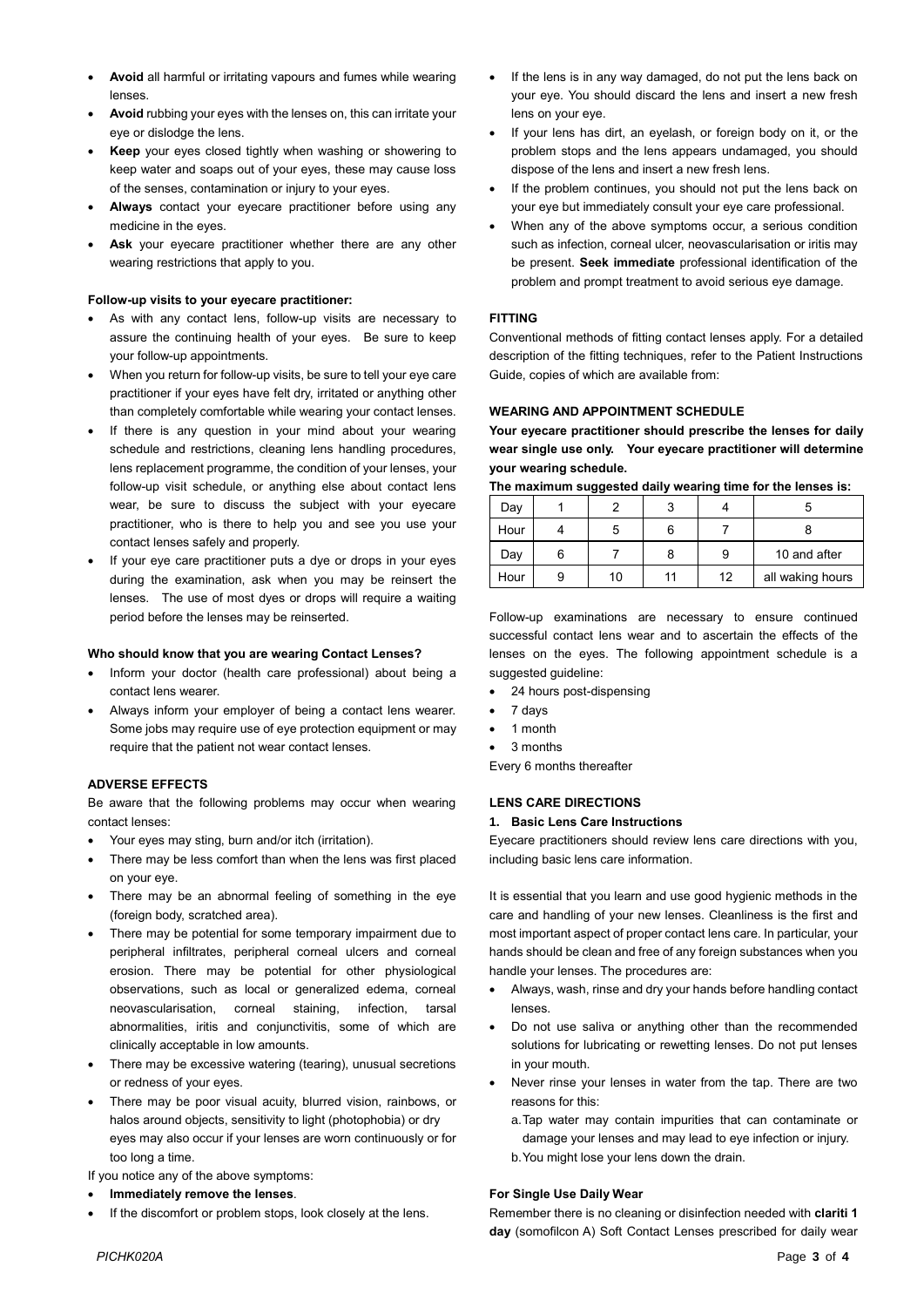- **Avoid** all harmful or irritating vapours and fumes while wearing lenses.
- **Avoid** rubbing your eyes with the lenses on, this can irritate your eye or dislodge the lens.
- **Keep** your eyes closed tightly when washing or showering to keep water and soaps out of your eyes, these may cause loss of the senses, contamination or injury to your eyes.
- **Always** contact your eyecare practitioner before using any medicine in the eyes.
- **Ask** your eyecare practitioner whether there are any other wearing restrictions that apply to you.

**Follow-up visits to your eyecare practitioner:**

- As with any contact lens, follow-up visits are necessary to assure the continuing health of your eyes. Be sure to keep your follow-up appointments.
- When you return for follow-up visits, be sure to tell your eye care practitioner if your eyes have felt dry, irritated or anything other than completely comfortable while wearing your contact lenses.
- If there is any question in your mind about your wearing schedule and restrictions, cleaning lens handling procedures, lens replacement programme, the condition of your lenses, your follow-up visit schedule, or anything else about contact lens wear, be sure to discuss the subject with your eyecare practitioner, who is there to help you and see you use your contact lenses safely and properly.
- If your eye care practitioner puts a dye or drops in your eyes during the examination, ask when you may be reinsert the lenses. The use of most dyes or drops will require a waiting period before the lenses may be reinserted.

**Who should know that you are wearing Contact Lenses?**

- Inform your doctor (health care professional) about being a contact lens wearer.
- Always inform your employer of being a contact lens wearer. Some jobs may require use of eye protection equipment or may require that the patient not wear contact lenses.

**ADVERSE EFFECTS**

Be aware that the following problems may occur when wearing contact lenses:

- Your eyes may sting, burn and/or itch (irritation).
- There may be less comfort than when the lens was first placed on your eye.
- There may be an abnormal feeling of something in the eye (foreign body, scratched area).
- There may be potential for some temporary impairment due to peripheral infiltrates, peripheral corneal ulcers and corneal erosion. There may be potential for other physiological observations, such as local or generalized edema, corneal neovascularisation, corneal staining, infection, tarsal abnormalities, iritis and conjunctivitis, some of which are clinically acceptable in low amounts.
- There may be excessive watering (tearing), unusual secretions or redness of your eyes.
- There may be poor visual acuity, blurred vision, rainbows, or halos around objects, sensitivity to light (photophobia) or dry eyes may also occur if your lenses are worn continuously or for too long a time.

If you notice any of the above symptoms:

- **Immediately remove the lenses**.
- If the discomfort or problem stops, look closely at the lens.
- If the lens is in any way damaged, do not put the lens back on your eye. You should discard the lens and insert a new fresh lens on your eye.
- If your lens has dirt, an eyelash, or foreign body on it, or the problem stops and the lens appears undamaged, you should dispose of the lens and insert a new fresh lens.
- If the problem continues, you should not put the lens back on your eye but immediately consult your eye care professional.
- When any of the above symptoms occur, a serious condition such as infection, corneal ulcer, neovascularisation or iritis may be present. **Seek immediate** professional identification of the problem and prompt treatment to avoid serious eye damage.

**FITTING**

Conventional methods of fitting contact lenses apply. For a detailed description of the fitting techniques, refer to the Patient Instructions Guide, copies of which are available from:

**WEARING AND APPOINTMENT SCHEDULE**

**Your eyecare practitioner should prescribe the lenses for daily wear single use only. Your eyecare practitioner will determine your wearing schedule.**

**The maximum suggested daily wearing time for the lenses is:**

| Day | 1 | 2 | 3 | 4 | 5 |
|---|---|---|---|---|---|
| Hour | 4 | 5 | 6 | 7 | 8 |
| Day | 6 | 7 | 8 | 9 | 10 and after |
| Hour | 9 | 10 | 11 | 12 | all waking hours |

Follow-up examinations are necessary to ensure continued successful contact lens wear and to ascertain the effects of the lenses on the eyes. The following appointment schedule is a suggested guideline:

- 24 hours post-dispensing
- 7 days
- 1 month
- 3 months

Every 6 months thereafter

**LENS CARE DIRECTIONS**

**1. Basic Lens Care Instructions**

Eyecare practitioners should review lens care directions with you, including basic lens care information.

It is essential that you learn and use good hygienic methods in the care and handling of your new lenses. Cleanliness is the first and most important aspect of proper contact lens care. In particular, your hands should be clean and free of any foreign substances when you handle your lenses. The procedures are:

- Always, wash, rinse and dry your hands before handling contact lenses.
- Do not use saliva or anything other than the recommended solutions for lubricating or rewetting lenses. Do not put lenses in your mouth.
- Never rinse your lenses in water from the tap. There are two reasons for this:
  a. Tap water may contain impurities that can contaminate or damage your lenses and may lead to eye infection or injury.
  b. You might lose your lens down the drain.

**For Single Use Daily Wear**

Remember there is no cleaning or disinfection needed with **clariti 1 day** (somofilcon A) Soft Contact Lenses prescribed for daily wear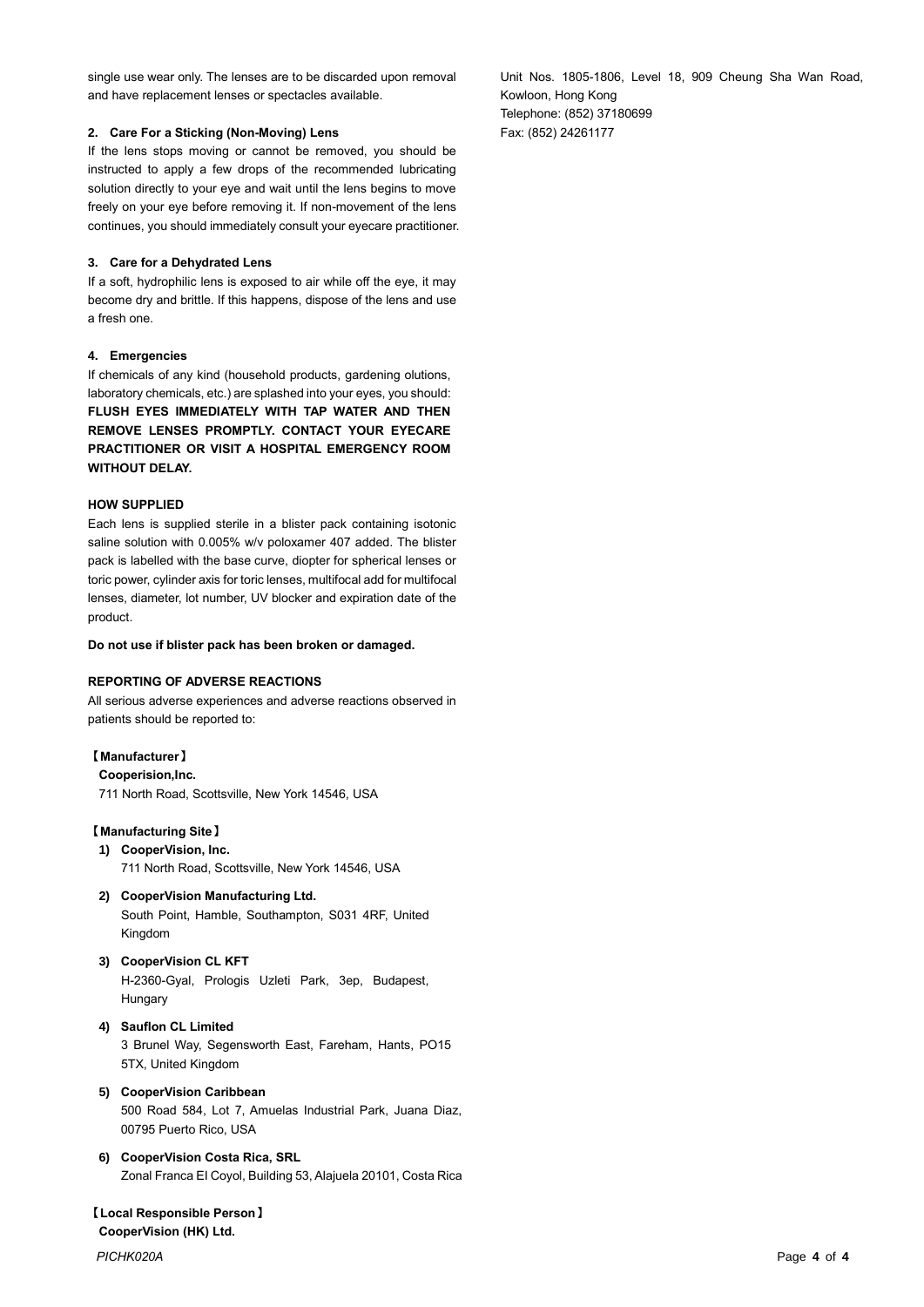single use wear only. The lenses are to be discarded upon removal and have replacement lenses or spectacles available.

**2. Care For a Sticking (Non-Moving) Lens**

If the lens stops moving or cannot be removed, you should be instructed to apply a few drops of the recommended lubricating solution directly to your eye and wait until the lens begins to move freely on your eye before removing it. If non-movement of the lens continues, you should immediately consult your eyecare practitioner.

**3. Care for a Dehydrated Lens**

If a soft, hydrophilic lens is exposed to air while off the eye, it may become dry and brittle. If this happens, dispose of the lens and use a fresh one.

**4. Emergencies**

If chemicals of any kind (household products, gardening olutions, laboratory chemicals, etc.) are splashed into your eyes, you should: **FLUSH EYES IMMEDIATELY WITH TAP WATER AND THEN REMOVE LENSES PROMPTLY. CONTACT YOUR EYECARE PRACTITIONER OR VISIT A HOSPITAL EMERGENCY ROOM WITHOUT DELAY.**

**HOW SUPPLIED**

Each lens is supplied sterile in a blister pack containing isotonic saline solution with 0.005% w/v poloxamer 407 added. The blister pack is labelled with the base curve, diopter for spherical lenses or toric power, cylinder axis for toric lenses, multifocal add for multifocal lenses, diameter, lot number, UV blocker and expiration date of the product.

**Do not use if blister pack has been broken or damaged.**

**REPORTING OF ADVERSE REACTIONS**

All serious adverse experiences and adverse reactions observed in patients should be reported to:

**【Manufacturer】**

**Cooperision,Inc.**
711 North Road, Scottsville, New York 14546, USA

**【Manufacturing Site】**

1) **CooperVision, Inc.**
   711 North Road, Scottsville, New York 14546, USA
2) **CooperVision Manufacturing Ltd.**
   South Point, Hamble, Southampton, S031 4RF, United Kingdom
3) **CooperVision CL KFT**
   H-2360-Gyal, Prologis Uzleti Park, 3ep, Budapest, Hungary
4) **Sauflon CL Limited**
   3 Brunel Way, Segensworth East, Fareham, Hants, PO15 5TX, United Kingdom
5) **CooperVision Caribbean**
   500 Road 584, Lot 7, Amuelas Industrial Park, Juana Diaz, 00795 Puerto Rico, USA
6) **CooperVision Costa Rica, SRL**
   Zonal Franca El Coyol, Building 53, Alajuela 20101, Costa Rica

**【Local Responsible Person】**

**CooperVision (HK) Ltd.**
Unit Nos. 1805-1806, Level 18, 909 Cheung Sha Wan Road, Kowloon, Hong Kong
Telephone: (852) 37180699
Fax: (852) 24261177

*PICHK020A*